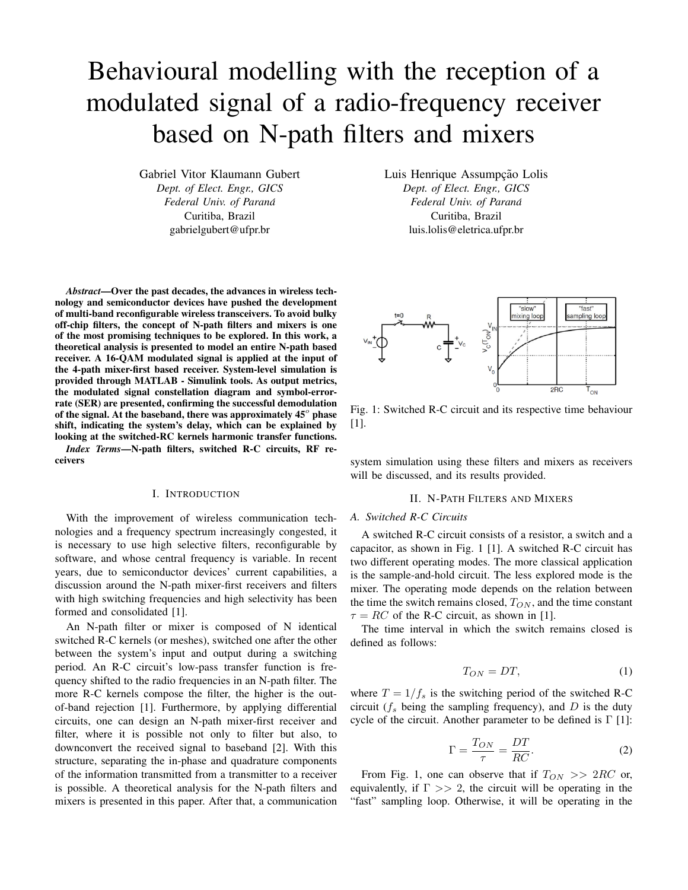# Behavioural modelling with the reception of a modulated signal of a radio-frequency receiver based on N-path filters and mixers

Gabriel Vitor Klaumann Gubert
*Dept. of Elect. Engr., GICS*
*Federal Univ. of Paraná*
Curitiba, Brazil
gabrielgubert@ufpr.br

Luis Henrique Assumpção Lolis
*Dept. of Elect. Engr., GICS*
*Federal Univ. of Paraná*
Curitiba, Brazil
luis.lolis@eletrica.ufpr.br

***Abstract*—Over the past decades, the advances in wireless technology and semiconductor devices have pushed the development of multi-band reconfigurable wireless transceivers. To avoid bulky off-chip filters, the concept of N-path filters and mixers is one of the most promising techniques to be explored. In this work, a theoretical analysis is presented to model an entire N-path based receiver. A 16-QAM modulated signal is applied at the input of the 4-path mixer-first based receiver. System-level simulation is provided through MATLAB - Simulink tools. As output metrics, the modulated signal constellation diagram and symbol-error-rate (SER) are presented, confirming the successful demodulation of the signal. At the baseband, there was approximately 45$^o$ phase shift, indicating the system's delay, which can be explained by looking at the switched-RC kernels harmonic transfer functions.**

***Index Terms*—N-path filters, switched R-C circuits, RF receivers**

## I. Introduction

With the improvement of wireless communication technologies and a frequency spectrum increasingly congested, it is necessary to use high selective filters, reconfigurable by software, and whose central frequency is variable. In recent years, due to semiconductor devices' current capabilities, a discussion around the N-path mixer-first receivers and filters with high switching frequencies and high selectivity has been formed and consolidated [1].

An N-path filter or mixer is composed of N identical switched R-C kernels (or meshes), switched one after the other between the system's input and output during a switching period. An R-C circuit's low-pass transfer function is frequency shifted to the radio frequencies in an N-path filter. The more R-C kernels compose the filter, the higher is the out-of-band rejection [1]. Furthermore, by applying differential circuits, one can design an N-path mixer-first receiver and filter, where it is possible not only to filter but also, to downconvert the received signal to baseband [2]. With this structure, separating the in-phase and quadrature components of the information transmitted from a transmitter to a receiver is possible. A theoretical analysis for the N-path filters and mixers is presented in this paper. After that, a communication system simulation using these filters and mixers as receivers will be discussed, and its results provided.

Fig. 1: Switched R-C circuit and its respective time behaviour [1].

## II. N-Path Filters and Mixers

### A. Switched R-C Circuits

A switched R-C circuit consists of a resistor, a switch and a capacitor, as shown in Fig. 1 [1]. A switched R-C circuit has two different operating modes. The more classical application is the sample-and-hold circuit. The less explored mode is the mixer. The operating mode depends on the relation between the time the switch remains closed, $T_{ON}$, and the time constant $\tau = RC$ of the R-C circuit, as shown in [1].

The time interval in which the switch remains closed is defined as follows:

$$T_{ON} = DT, \tag{1}$$

where $T = 1/f_s$ is the switching period of the switched R-C circuit ($f_s$ being the sampling frequency), and $D$ is the duty cycle of the circuit. Another parameter to be defined is $\Gamma$ [1]:

$$\Gamma = \frac{T_{ON}}{\tau} = \frac{DT}{RC}. \tag{2}$$

From Fig. 1, one can observe that if $T_{ON} >> 2RC$ or, equivalently, if $\Gamma >> 2$, the circuit will be operating in the "fast" sampling loop. Otherwise, it will be operating in the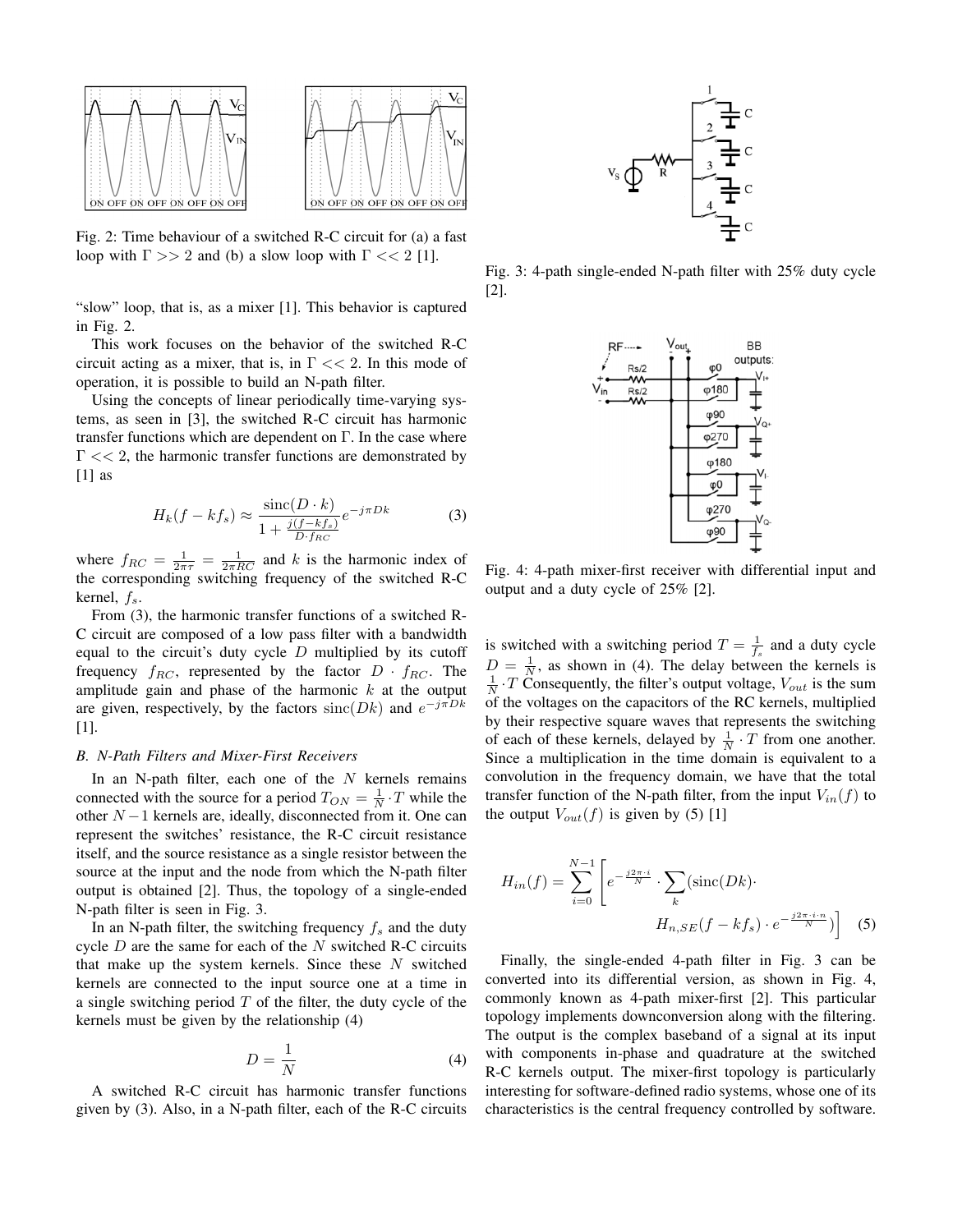Fig. 2: Time behaviour of a switched R-C circuit for (a) a fast loop with $\Gamma >> 2$ and (b) a slow loop with $\Gamma << 2$ [1].

"slow" loop, that is, as a mixer [1]. This behavior is captured in Fig. 2.

This work focuses on the behavior of the switched R-C circuit acting as a mixer, that is, in $\Gamma << 2$. In this mode of operation, it is possible to build an N-path filter.

Using the concepts of linear periodically time-varying systems, as seen in [3], the switched R-C circuit has harmonic transfer functions which are dependent on $\Gamma$. In the case where $\Gamma << 2$, the harmonic transfer functions are demonstrated by [1] as

$$H_k(f - kf_s) \approx \frac{\operatorname{sinc}(D \cdot k)}{1 + \frac{j(f-kf_s)}{D \cdot f_{RC}}} e^{-j\pi Dk} \tag{3}$$

where $f_{RC} = \frac{1}{2\pi\tau} = \frac{1}{2\pi RC}$ and $k$ is the harmonic index of the corresponding switching frequency of the switched R-C kernel, $f_s$.

From (3), the harmonic transfer functions of a switched R-C circuit are composed of a low pass filter with a bandwidth equal to the circuit's duty cycle $D$ multiplied by its cutoff frequency $f_{RC}$, represented by the factor $D \cdot f_{RC}$. The amplitude gain and phase of the harmonic $k$ at the output are given, respectively, by the factors $\operatorname{sinc}(Dk)$ and $e^{-j\pi Dk}$ [1].

### B. N-Path Filters and Mixer-First Receivers

In an N-path filter, each one of the $N$ kernels remains connected with the source for a period $T_{ON} = \frac{1}{N} \cdot T$ while the other $N-1$ kernels are, ideally, disconnected from it. One can represent the switches' resistance, the R-C circuit resistance itself, and the source resistance as a single resistor between the source at the input and the node from which the N-path filter output is obtained [2]. Thus, the topology of a single-ended N-path filter is seen in Fig. 3.

In an N-path filter, the switching frequency $f_s$ and the duty cycle $D$ are the same for each of the $N$ switched R-C circuits that make up the system kernels. Since these $N$ switched kernels are connected to the input source one at a time in a single switching period $T$ of the filter, the duty cycle of the kernels must be given by the relationship (4)

$$D = \frac{1}{N} \tag{4}$$

A switched R-C circuit has harmonic transfer functions given by (3). Also, in a N-path filter, each of the R-C circuits

Fig. 3: 4-path single-ended N-path filter with 25% duty cycle [2].

Fig. 4: 4-path mixer-first receiver with differential input and output and a duty cycle of 25% [2].

is switched with a switching period $T = \frac{1}{f_s}$ and a duty cycle $D = \frac{1}{N}$, as shown in (4). The delay between the kernels is $\frac{1}{N} \cdot T$ Consequently, the filter's output voltage, $V_{out}$ is the sum of the voltages on the capacitors of the RC kernels, multiplied by their respective square waves that represents the switching of each of these kernels, delayed by $\frac{1}{N} \cdot T$ from one another. Since a multiplication in the time domain is equivalent to a convolution in the frequency domain, we have that the total transfer function of the N-path filter, from the input $V_{in}(f)$ to the output $V_{out}(f)$ is given by (5) [1]

$$H_{in}(f) = \sum_{i=0}^{N-1} \left[ e^{-\frac{j2\pi \cdot i}{N}} \cdot \sum_k (\operatorname{sinc}(Dk) \cdot H_{n,SE}(f - kf_s) \cdot e^{-\frac{j2\pi \cdot i \cdot n}{N}}) \right] \tag{5}$$

Finally, the single-ended 4-path filter in Fig. 3 can be converted into its differential version, as shown in Fig. 4, commonly known as 4-path mixer-first [2]. This particular topology implements downconversion along with the filtering. The output is the complex baseband of a signal at its input with components in-phase and quadrature at the switched R-C kernels output. The mixer-first topology is particularly interesting for software-defined radio systems, whose one of its characteristics is the central frequency controlled by software.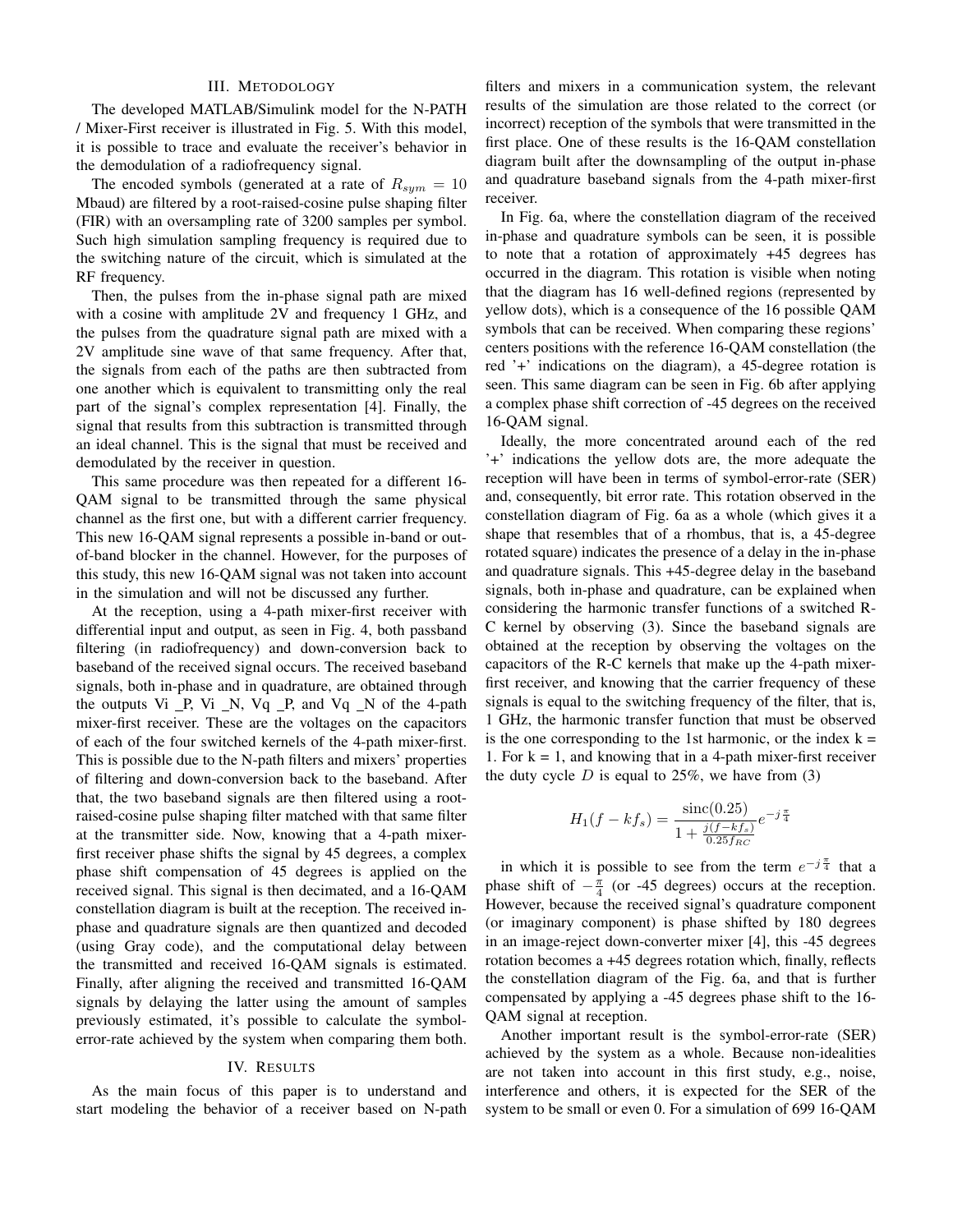## III. Metodology

The developed MATLAB/Simulink model for the N-PATH / Mixer-First receiver is illustrated in Fig. 5. With this model, it is possible to trace and evaluate the receiver's behavior in the demodulation of a radiofrequency signal.

The encoded symbols (generated at a rate of $R_{sym} = 10$ Mbaud) are filtered by a root-raised-cosine pulse shaping filter (FIR) with an oversampling rate of 3200 samples per symbol. Such high simulation sampling frequency is required due to the switching nature of the circuit, which is simulated at the RF frequency.

Then, the pulses from the in-phase signal path are mixed with a cosine with amplitude 2V and frequency 1 GHz, and the pulses from the quadrature signal path are mixed with a 2V amplitude sine wave of that same frequency. After that, the signals from each of the paths are then subtracted from one another which is equivalent to transmitting only the real part of the signal's complex representation [4]. Finally, the signal that results from this subtraction is transmitted through an ideal channel. This is the signal that must be received and demodulated by the receiver in question.

This same procedure was then repeated for a different 16-QAM signal to be transmitted through the same physical channel as the first one, but with a different carrier frequency. This new 16-QAM signal represents a possible in-band or out-of-band blocker in the channel. However, for the purposes of this study, this new 16-QAM signal was not taken into account in the simulation and will not be discussed any further.

At the reception, using a 4-path mixer-first receiver with differential input and output, as seen in Fig. 4, both passband filtering (in radiofrequency) and down-conversion back to baseband of the received signal occurs. The received baseband signals, both in-phase and in quadrature, are obtained through the outputs Vi _P, Vi _N, Vq _P, and Vq _N of the 4-path mixer-first receiver. These are the voltages on the capacitors of each of the four switched kernels of the 4-path mixer-first. This is possible due to the N-path filters and mixers' properties of filtering and down-conversion back to the baseband. After that, the two baseband signals are then filtered using a root-raised-cosine pulse shaping filter matched with that same filter at the transmitter side. Now, knowing that a 4-path mixer-first receiver phase shifts the signal by 45 degrees, a complex phase shift compensation of 45 degrees is applied on the received signal. This signal is then decimated, and a 16-QAM constellation diagram is built at the reception. The received in-phase and quadrature signals are then quantized and decoded (using Gray code), and the computational delay between the transmitted and received 16-QAM signals is estimated. Finally, after aligning the received and transmitted 16-QAM signals by delaying the latter using the amount of samples previously estimated, it's possible to calculate the symbol-error-rate achieved by the system when comparing them both.

## IV. Results

As the main focus of this paper is to understand and start modeling the behavior of a receiver based on N-path filters and mixers in a communication system, the relevant results of the simulation are those related to the correct (or incorrect) reception of the symbols that were transmitted in the first place. One of these results is the 16-QAM constellation diagram built after the downsampling of the output in-phase and quadrature baseband signals from the 4-path mixer-first receiver.

In Fig. 6a, where the constellation diagram of the received in-phase and quadrature symbols can be seen, it is possible to note that a rotation of approximately +45 degrees has occurred in the diagram. This rotation is visible when noting that the diagram has 16 well-defined regions (represented by yellow dots), which is a consequence of the 16 possible QAM symbols that can be received. When comparing these regions' centers positions with the reference 16-QAM constellation (the red '+' indications on the diagram), a 45-degree rotation is seen. This same diagram can be seen in Fig. 6b after applying a complex phase shift correction of -45 degrees on the received 16-QAM signal.

Ideally, the more concentrated around each of the red '+' indications the yellow dots are, the more adequate the reception will have been in terms of symbol-error-rate (SER) and, consequently, bit error rate. This rotation observed in the constellation diagram of Fig. 6a as a whole (which gives it a shape that resembles that of a rhombus, that is, a 45-degree rotated square) indicates the presence of a delay in the in-phase and quadrature signals. This +45-degree delay in the baseband signals, both in-phase and quadrature, can be explained when considering the harmonic transfer functions of a switched R-C kernel by observing (3). Since the baseband signals are obtained at the reception by observing the voltages on the capacitors of the R-C kernels that make up the 4-path mixer-first receiver, and knowing that the carrier frequency of these signals is equal to the switching frequency of the filter, that is, 1 GHz, the harmonic transfer function that must be observed is the one corresponding to the 1st harmonic, or the index k = 1. For k = 1, and knowing that in a 4-path mixer-first receiver the duty cycle $D$ is equal to 25%, we have from (3)

$$H_1(f - kf_s) = \frac{\text{sinc}(0.25)}{1 + \frac{j(f-kf_s)}{0.25 f_{RC}}} e^{-j\frac{\pi}{4}}$$

in which it is possible to see from the term $e^{-j\frac{\pi}{4}}$ that a phase shift of $-\frac{\pi}{4}$ (or -45 degrees) occurs at the reception. However, because the received signal's quadrature component (or imaginary component) is phase shifted by 180 degrees in an image-reject down-converter mixer [4], this -45 degrees rotation becomes a +45 degrees rotation which, finally, reflects the constellation diagram of the Fig. 6a, and that is further compensated by applying a -45 degrees phase shift to the 16-QAM signal at reception.

Another important result is the symbol-error-rate (SER) achieved by the system as a whole. Because non-idealities are not taken into account in this first study, e.g., noise, interference and others, it is expected for the SER of the system to be small or even 0. For a simulation of 699 16-QAM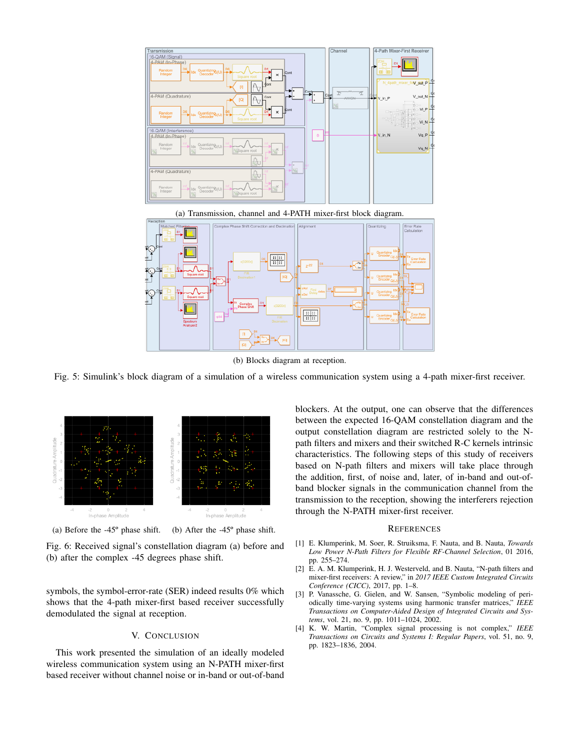(a) Transmission, channel and 4-PATH mixer-first block diagram.

(b) Blocks diagram at reception.

Fig. 5: Simulink's block diagram of a simulation of a wireless communication system using a 4-path mixer-first receiver.

(a) Before the -45º phase shift.

(b) After the -45º phase shift.

Fig. 6: Received signal's constellation diagram (a) before and (b) after the complex -45 degrees phase shift.

symbols, the symbol-error-rate (SER) indeed results 0% which shows that the 4-path mixer-first based receiver successfully demodulated the signal at reception.

## V. Conclusion

This work presented the simulation of an ideally modeled wireless communication system using an N-PATH mixer-first based receiver without channel noise or in-band or out-of-band blockers. At the output, one can observe that the differences between the expected 16-QAM constellation diagram and the output constellation diagram are restricted solely to the N-path filters and mixers and their switched R-C kernels intrinsic characteristics. The following steps of this study of receivers based on N-path filters and mixers will take place through the addition, first, of noise and, later, of in-band and out-of-band blocker signals in the communication channel from the transmission to the reception, showing the interferers rejection through the N-PATH mixer-first receiver.

## References

[1] E. Klumperink, M. Soer, R. Struiksma, F. Nauta, and B. Nauta, *Towards Low Power N-Path Filters for Flexible RF-Channel Selection*, 01 2016, pp. 255–274.

[2] E. A. M. Klumperink, H. J. Westerveld, and B. Nauta, "N-path filters and mixer-first receivers: A review," in *2017 IEEE Custom Integrated Circuits Conference (CICC)*, 2017, pp. 1–8.

[3] P. Vanassche, G. Gielen, and W. Sansen, "Symbolic modeling of periodically time-varying systems using harmonic transfer matrices," *IEEE Transactions on Computer-Aided Design of Integrated Circuits and Systems*, vol. 21, no. 9, pp. 1011–1024, 2002.

[4] K. W. Martin, "Complex signal processing is not complex," *IEEE Transactions on Circuits and Systems I: Regular Papers*, vol. 51, no. 9, pp. 1823–1836, 2004.